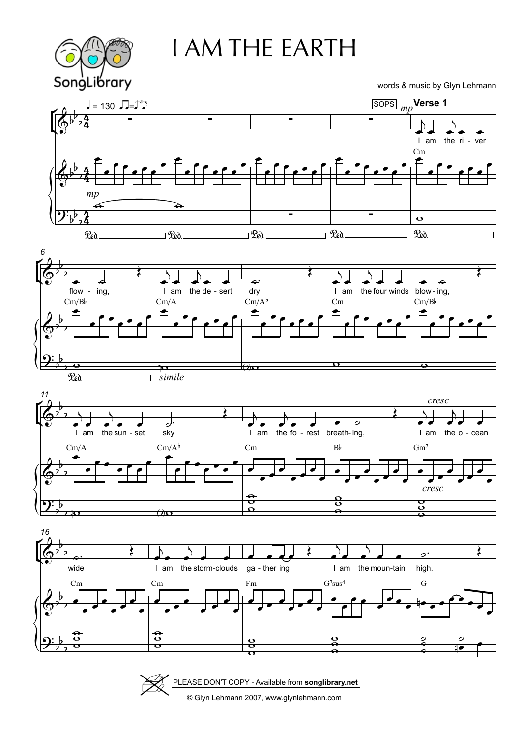# I AM THE EARTH

words & music by Glyn Lehmann

PLEASE DON'T COPY - Available from **songlibrary.net**

© Glyn Lehmann 2007, www.glynlehmann.com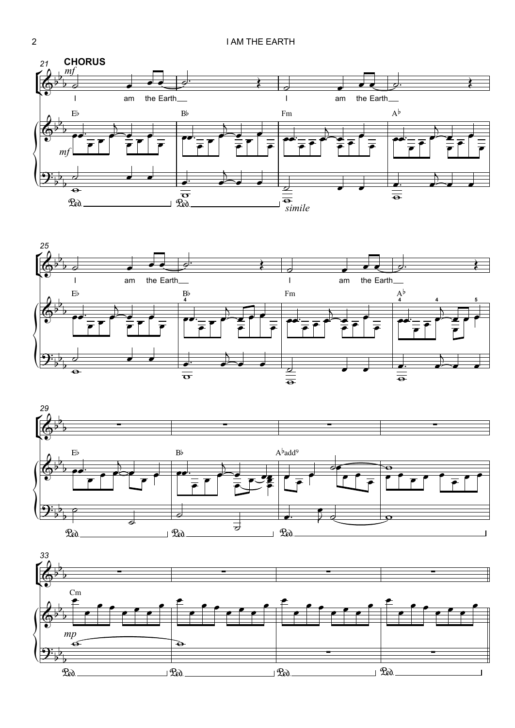**CHORUS**

I am the Earth

I am the Earth

I am the Earth

I am the Earth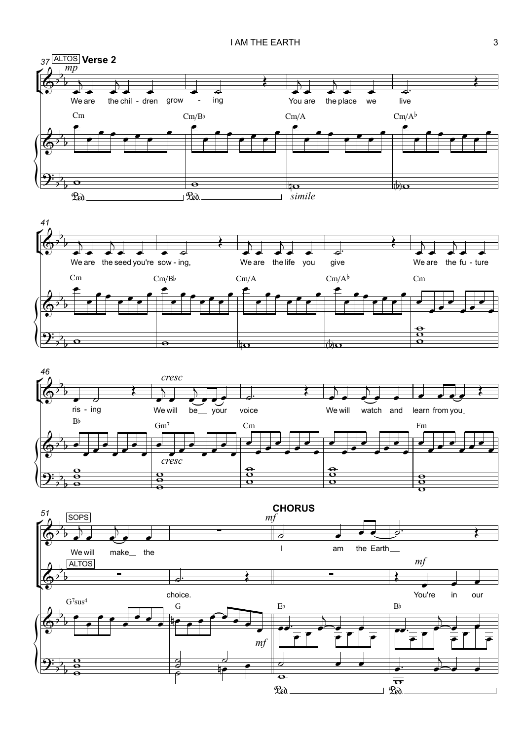ALTOS **Verse 2**

*mp*

We are the chil - dren grow - ing You are the place we live

Cm Cm/B♭ Cm/A Cm/A♭

*simile*

We are the seed you're sow - ing, We are the life you give We are the fu - ture

Cm Cm/B♭ Cm/A Cm/A♭ Cm

*cresc*

ris - ing We will be your voice We will watch and learn from you

B♭ Gm7 Cm Fm

*cresc*

SOPS

We will make the

ALTOS

choice.

**CHORUS**

*mf*

I am the Earth

*mf*

You're in our

G7sus4 G E♭ B♭

*mf*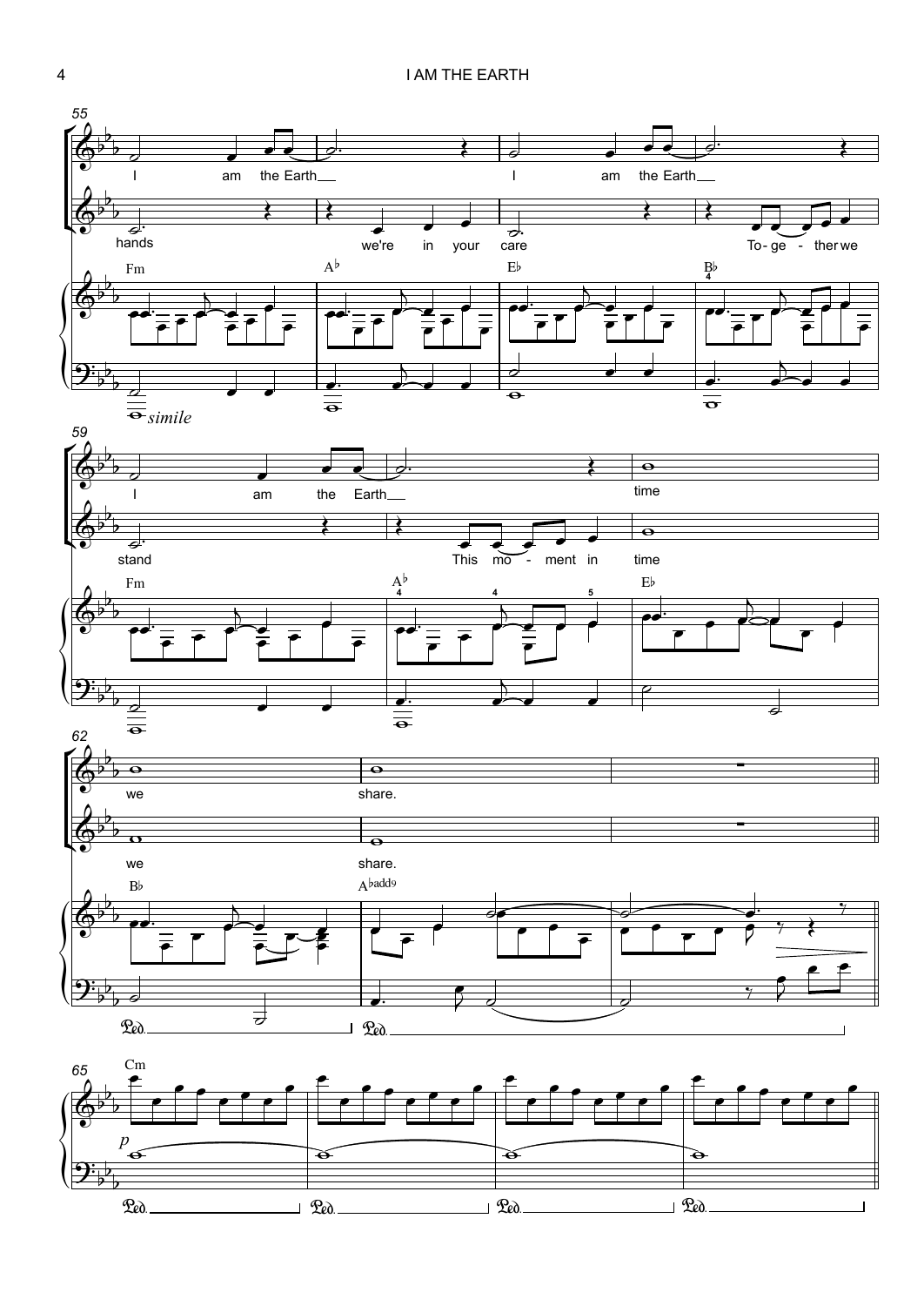55

I am the Earth I am the Earth

hands we're in your care To-ge-ther we

Fm A♭ E♭ B♭

*simile*

59

I am the Earth time

stand This mo-ment in time

Fm A♭ E♭

62

we share.

we share.

B♭ A♭add9

65

Cm

*p*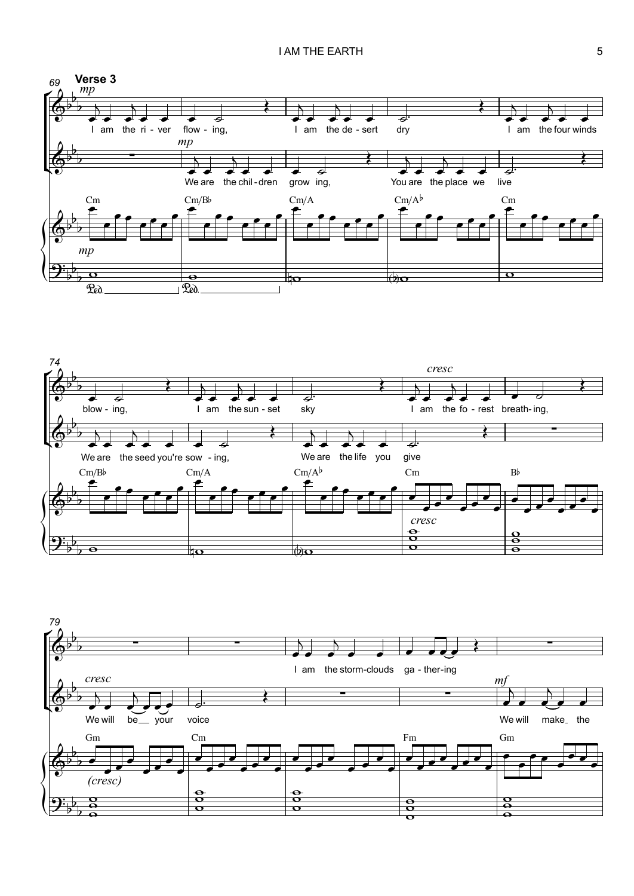**Verse 3**

I am the river flowing,
I am the desert dry
I am the four winds blowing,
I am the sunset sky
I am the forest breathing,
I am the storm-clouds gathering

We are the children growing,
You are the place we live
We are the seed you're sowing,
We are the life you give
We will be your voice
We will make the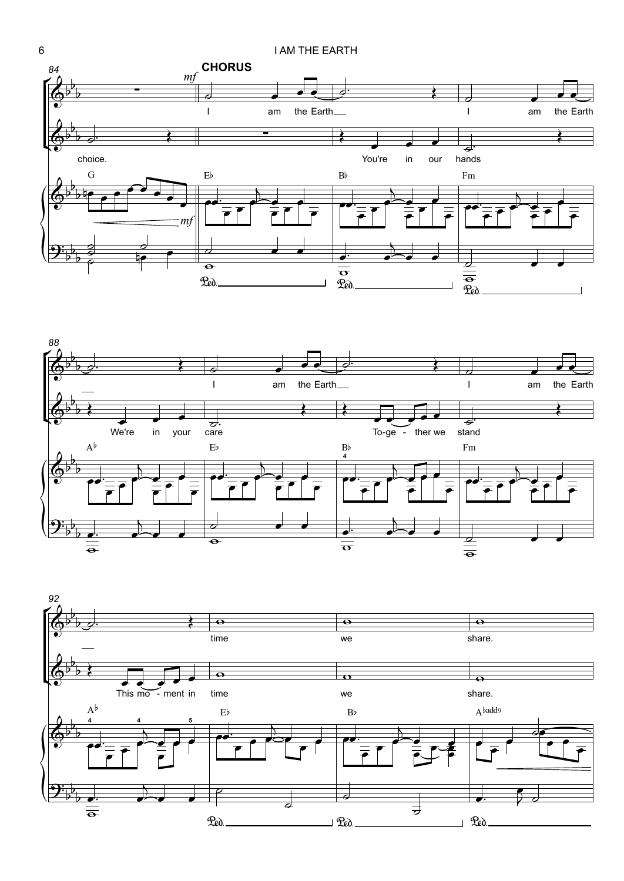**CHORUS**

*mf*

I am the Earth I am the Earth

choice. You're in our hands

G E♭ B♭ Fm

I am the Earth I am the Earth

We're in your care To-ge - ther we stand

A♭ E♭ B♭ Fm

time we share.

This mo - ment in time we share.

A♭ E♭ B♭ A♭add9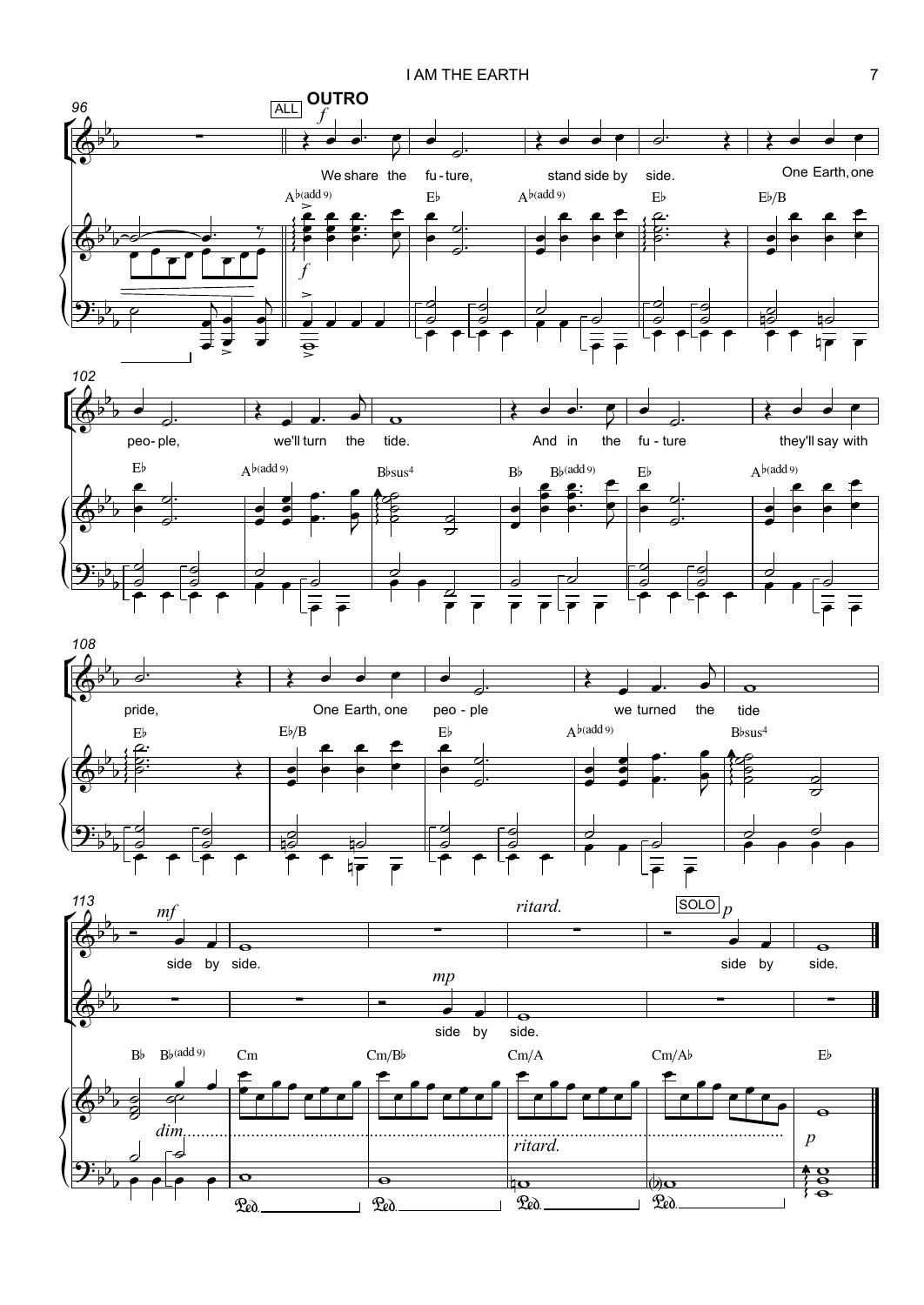**OUTRO**

ALL *f*

We share the future, stand side by side. One Earth, one people, we'll turn the tide. And in the future they'll say with pride, One Earth, one people we turned the tide

*mf* side by side.

*mp* side by side.

*ritard.*

SOLO *p* side by side.

Ab(add 9) Eb Ab(add 9) Eb Eb/B Eb Ab(add 9) Bbsus4 Bb Bb(add 9) Eb Ab(add 9) Eb Eb/B Eb Ab(add 9) Bbsus4 Bb Bb(add 9) Cm Cm/Bb Cm/A Cm/Ab Eb

*dim.* *ritard.* *p*